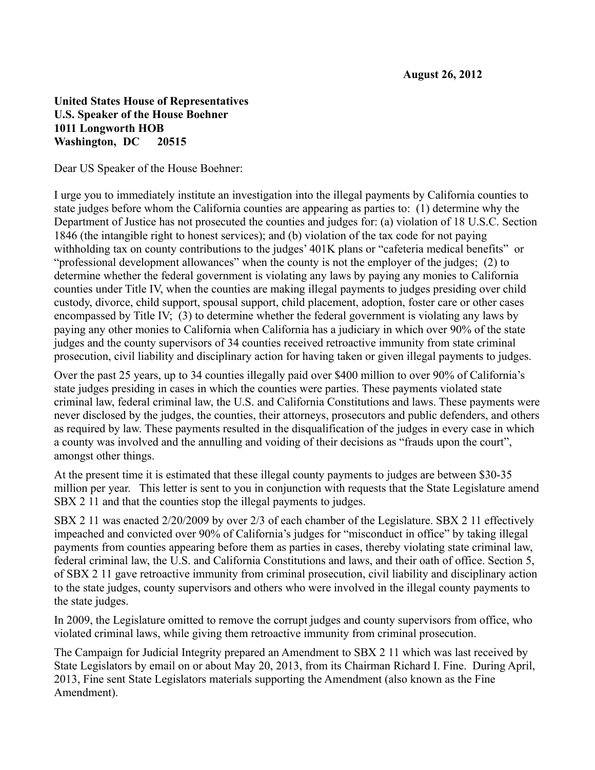**August 26, 2012**

**United States House of Representatives**
**U.S. Speaker of the House Boehner**
**1011 Longworth HOB**
**Washington, DC 20515**

Dear US Speaker of the House Boehner:

I urge you to immediately institute an investigation into the illegal payments by California counties to state judges before whom the California counties are appearing as parties to: (1) determine why the Department of Justice has not prosecuted the counties and judges for: (a) violation of 18 U.S.C. Section 1846 (the intangible right to honest services); and (b) violation of the tax code for not paying withholding tax on county contributions to the judges' 401K plans or "cafeteria medical benefits" or "professional development allowances" when the county is not the employer of the judges; (2) to determine whether the federal government is violating any laws by paying any monies to California counties under Title IV, when the counties are making illegal payments to judges presiding over child custody, divorce, child support, spousal support, child placement, adoption, foster care or other cases encompassed by Title IV; (3) to determine whether the federal government is violating any laws by paying any other monies to California when California has a judiciary in which over 90% of the state judges and the county supervisors of 34 counties received retroactive immunity from state criminal prosecution, civil liability and disciplinary action for having taken or given illegal payments to judges.

Over the past 25 years, up to 34 counties illegally paid over $400 million to over 90% of California's state judges presiding in cases in which the counties were parties. These payments violated state criminal law, federal criminal law, the U.S. and California Constitutions and laws. These payments were never disclosed by the judges, the counties, their attorneys, prosecutors and public defenders, and others as required by law. These payments resulted in the disqualification of the judges in every case in which a county was involved and the annulling and voiding of their decisions as "frauds upon the court", amongst other things.

At the present time it is estimated that these illegal county payments to judges are between $30-35 million per year. This letter is sent to you in conjunction with requests that the State Legislature amend SBX 2 11 and that the counties stop the illegal payments to judges.

SBX 2 11 was enacted 2/20/2009 by over 2/3 of each chamber of the Legislature. SBX 2 11 effectively impeached and convicted over 90% of California's judges for "misconduct in office" by taking illegal payments from counties appearing before them as parties in cases, thereby violating state criminal law, federal criminal law, the U.S. and California Constitutions and laws, and their oath of office. Section 5, of SBX 2 11 gave retroactive immunity from criminal prosecution, civil liability and disciplinary action to the state judges, county supervisors and others who were involved in the illegal county payments to the state judges.

In 2009, the Legislature omitted to remove the corrupt judges and county supervisors from office, who violated criminal laws, while giving them retroactive immunity from criminal prosecution.

The Campaign for Judicial Integrity prepared an Amendment to SBX 2 11 which was last received by State Legislators by email on or about May 20, 2013, from its Chairman Richard I. Fine. During April, 2013, Fine sent State Legislators materials supporting the Amendment (also known as the Fine Amendment).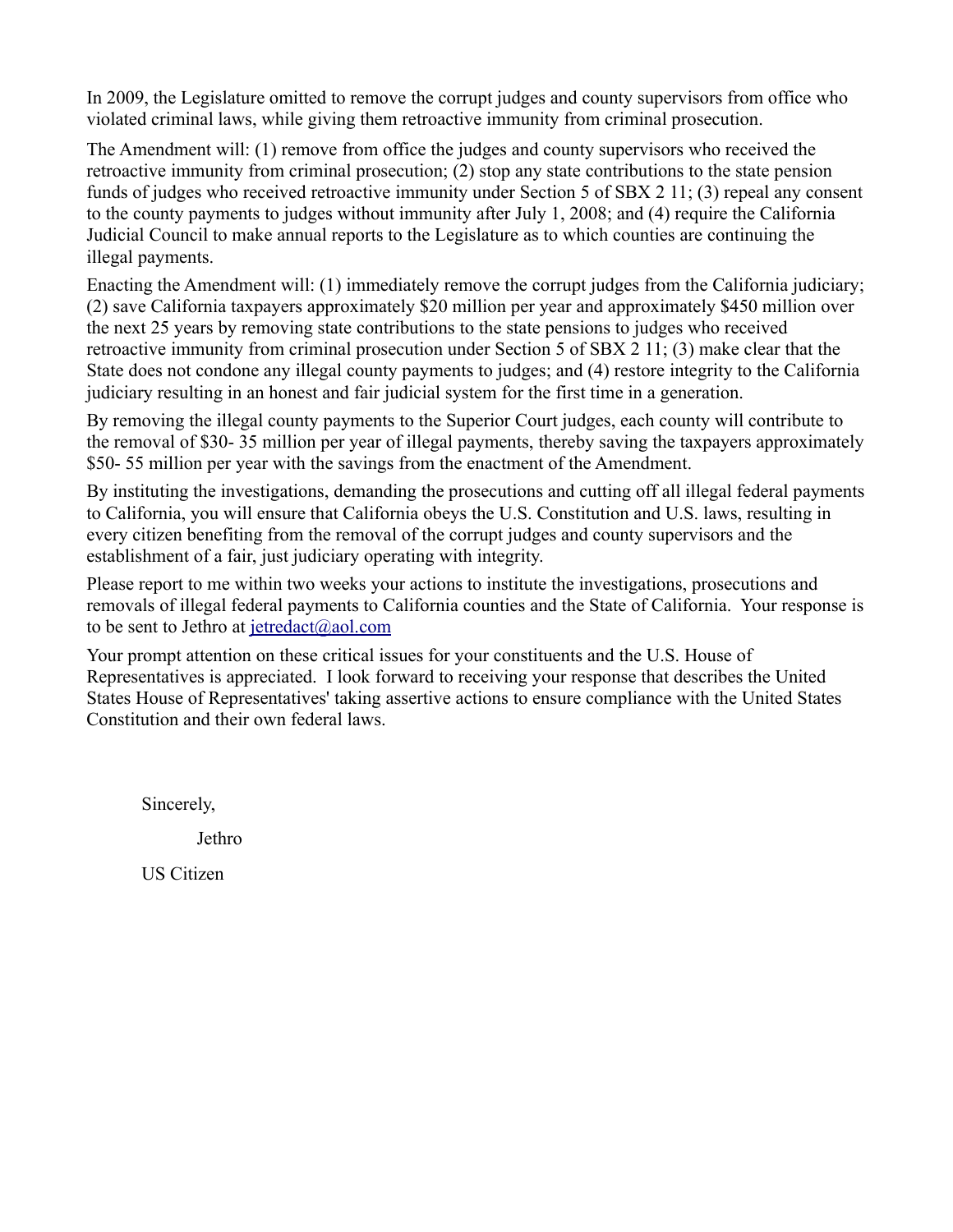In 2009, the Legislature omitted to remove the corrupt judges and county supervisors from office who violated criminal laws, while giving them retroactive immunity from criminal prosecution.

The Amendment will: (1) remove from office the judges and county supervisors who received the retroactive immunity from criminal prosecution; (2) stop any state contributions to the state pension funds of judges who received retroactive immunity under Section 5 of SBX 2 11; (3) repeal any consent to the county payments to judges without immunity after July 1, 2008; and (4) require the California Judicial Council to make annual reports to the Legislature as to which counties are continuing the illegal payments.

Enacting the Amendment will: (1) immediately remove the corrupt judges from the California judiciary; (2) save California taxpayers approximately $20 million per year and approximately $450 million over the next 25 years by removing state contributions to the state pensions to judges who received retroactive immunity from criminal prosecution under Section 5 of SBX 2 11; (3) make clear that the State does not condone any illegal county payments to judges; and (4) restore integrity to the California judiciary resulting in an honest and fair judicial system for the first time in a generation.

By removing the illegal county payments to the Superior Court judges, each county will contribute to the removal of $30- 35 million per year of illegal payments, thereby saving the taxpayers approximately $50- 55 million per year with the savings from the enactment of the Amendment.

By instituting the investigations, demanding the prosecutions and cutting off all illegal federal payments to California, you will ensure that California obeys the U.S. Constitution and U.S. laws, resulting in every citizen benefiting from the removal of the corrupt judges and county supervisors and the establishment of a fair, just judiciary operating with integrity.

Please report to me within two weeks your actions to institute the investigations, prosecutions and removals of illegal federal payments to California counties and the State of California. Your response is to be sent to Jethro at jetredact@aol.com

Your prompt attention on these critical issues for your constituents and the U.S. House of Representatives is appreciated. I look forward to receiving your response that describes the United States House of Representatives' taking assertive actions to ensure compliance with the United States Constitution and their own federal laws.

Sincerely,

Jethro

US Citizen